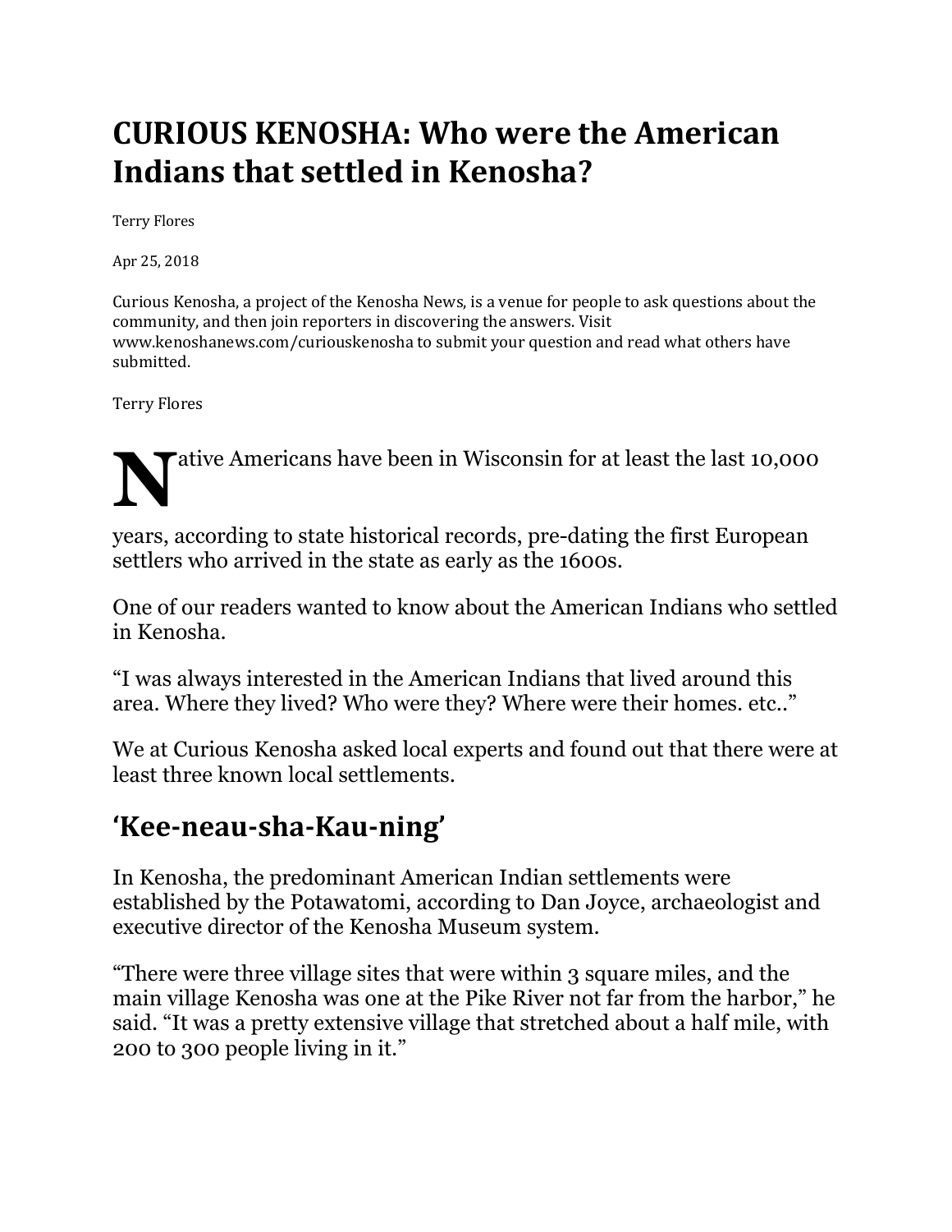# CURIOUS KENOSHA: Who were the American Indians that settled in Kenosha?

Terry Flores

Apr 25, 2018

Curious Kenosha, a project of the Kenosha News, is a venue for people to ask questions about the community, and then join reporters in discovering the answers. Visit www.kenoshanews.com/curiouskenosha to submit your question and read what others have submitted.

Terry Flores

Native Americans have been in Wisconsin for at least the last 10,000 years, according to state historical records, pre-dating the first European settlers who arrived in the state as early as the 1600s.

One of our readers wanted to know about the American Indians who settled in Kenosha.

"I was always interested in the American Indians that lived around this area. Where they lived? Who were they? Where were their homes. etc.."

We at Curious Kenosha asked local experts and found out that there were at least three known local settlements.

## 'Kee-neau-sha-Kau-ning'

In Kenosha, the predominant American Indian settlements were established by the Potawatomi, according to Dan Joyce, archaeologist and executive director of the Kenosha Museum system.

"There were three village sites that were within 3 square miles, and the main village Kenosha was one at the Pike River not far from the harbor," he said. "It was a pretty extensive village that stretched about a half mile, with 200 to 300 people living in it."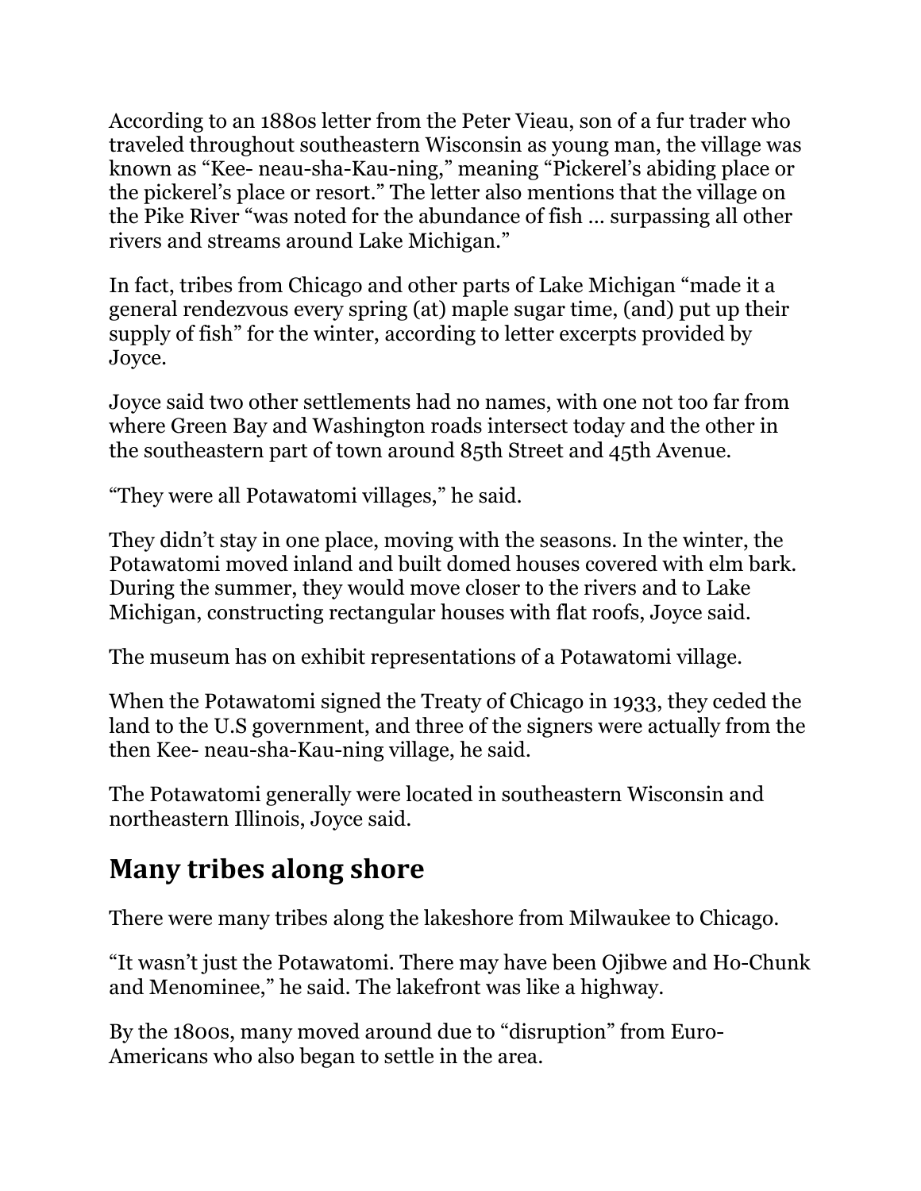According to an 1880s letter from the Peter Vieau, son of a fur trader who traveled throughout southeastern Wisconsin as young man, the village was known as "Kee- neau-sha-Kau-ning," meaning "Pickerel's abiding place or the pickerel's place or resort." The letter also mentions that the village on the Pike River "was noted for the abundance of fish … surpassing all other rivers and streams around Lake Michigan."

In fact, tribes from Chicago and other parts of Lake Michigan "made it a general rendezvous every spring (at) maple sugar time, (and) put up their supply of fish" for the winter, according to letter excerpts provided by Joyce.

Joyce said two other settlements had no names, with one not too far from where Green Bay and Washington roads intersect today and the other in the southeastern part of town around 85th Street and 45th Avenue.

"They were all Potawatomi villages," he said.

They didn't stay in one place, moving with the seasons. In the winter, the Potawatomi moved inland and built domed houses covered with elm bark. During the summer, they would move closer to the rivers and to Lake Michigan, constructing rectangular houses with flat roofs, Joyce said.

The museum has on exhibit representations of a Potawatomi village.

When the Potawatomi signed the Treaty of Chicago in 1933, they ceded the land to the U.S government, and three of the signers were actually from the then Kee- neau-sha-Kau-ning village, he said.

The Potawatomi generally were located in southeastern Wisconsin and northeastern Illinois, Joyce said.

## Many tribes along shore

There were many tribes along the lakeshore from Milwaukee to Chicago.

"It wasn't just the Potawatomi. There may have been Ojibwe and Ho-Chunk and Menominee," he said. The lakefront was like a highway.

By the 1800s, many moved around due to "disruption" from Euro-Americans who also began to settle in the area.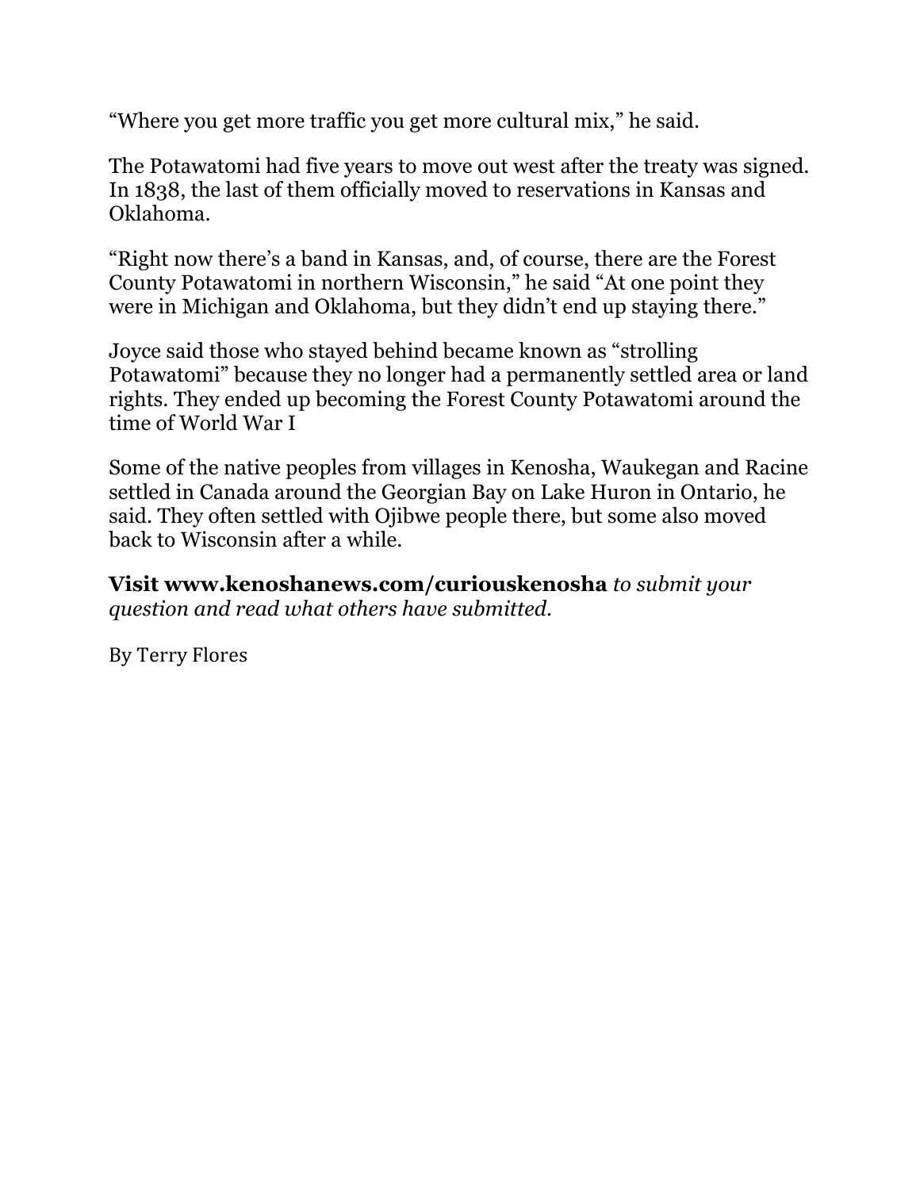"Where you get more traffic you get more cultural mix," he said.

The Potawatomi had five years to move out west after the treaty was signed. In 1838, the last of them officially moved to reservations in Kansas and Oklahoma.

"Right now there's a band in Kansas, and, of course, there are the Forest County Potawatomi in northern Wisconsin," he said "At one point they were in Michigan and Oklahoma, but they didn't end up staying there."

Joyce said those who stayed behind became known as "strolling Potawatomi" because they no longer had a permanently settled area or land rights. They ended up becoming the Forest County Potawatomi around the time of World War I

Some of the native peoples from villages in Kenosha, Waukegan and Racine settled in Canada around the Georgian Bay on Lake Huron in Ontario, he said. They often settled with Ojibwe people there, but some also moved back to Wisconsin after a while.

**Visit www.kenoshanews.com/curiouskenosha** *to submit your question and read what others have submitted.*

By Terry Flores